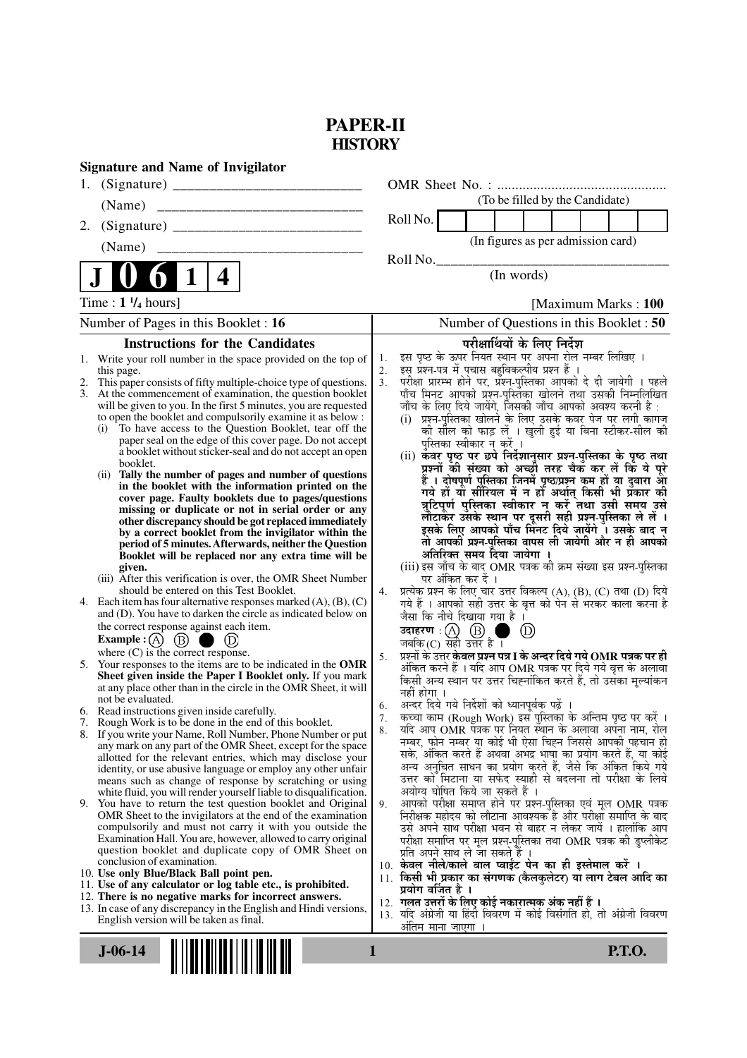# PAPER-II
## HISTORY

**Signature and Name of Invigilator**

1. (Signature) __________________________

   (Name) ____________________________

2. (Signature) __________________________

   (Name) ____________________________

OMR Sheet No. : ...............................................

(To be filled by the Candidate)

Roll No. | | | | | | | | |

(In figures as per admission card)

Roll No.________________________________

(In words)

**J 0 6 1 4**

Time : $1\ ^1/_4$ hours] [Maximum Marks : **100**

Number of Pages in this Booklet : 16

Number of Questions in this Booklet : 50

### Instructions for the Candidates

1. Write your roll number in the space provided on the top of this page.
2. This paper consists of fifty multiple-choice type of questions.
3. At the commencement of examination, the question booklet will be given to you. In the first 5 minutes, you are requested to open the booklet and compulsorily examine it as below :
   (i) To have access to the Question Booklet, tear off the paper seal on the edge of this cover page. Do not accept a booklet without sticker-seal and do not accept an open booklet.
   (ii) **Tally the number of pages and number of questions in the booklet with the information printed on the cover page. Faulty booklets due to pages/questions missing or duplicate or not in serial order or any other discrepancy should be got replaced immediately by a correct booklet from the invigilator within the period of 5 minutes. Afterwards, neither the Question Booklet will be replaced nor any extra time will be given.**
   (iii) After this verification is over, the OMR Sheet Number should be entered on this Test Booklet.
4. Each item has four alternative responses marked (A), (B), (C) and (D). You have to darken the circle as indicated below on the correct response against each item.
   **Example :** (A) (B) ● (D)
   where (C) is the correct response.
5. Your responses to the items are to be indicated in the **OMR Sheet given inside the Paper I Booklet only.** If you mark at any place other than in the circle in the OMR Sheet, it will not be evaluated.
6. Read instructions given inside carefully.
7. Rough Work is to be done in the end of this booklet.
8. If you write your Name, Roll Number, Phone Number or put any mark on any part of the OMR Sheet, except for the space allotted for the relevant entries, which may disclose your identity, or use abusive language or employ any other unfair means such as change of response by scratching or using white fluid, you will render yourself liable to disqualification.
9. You have to return the test question booklet and Original OMR Sheet to the invigilators at the end of the examination compulsorily and must not carry it with you outside the Examination Hall. You are, however, allowed to carry original question booklet and duplicate copy of OMR Sheet on conclusion of examination.
10. **Use only Blue/Black Ball point pen.**
11. **Use of any calculator or log table etc., is prohibited.**
12. **There is no negative marks for incorrect answers.**
13. In case of any discrepancy in the English and Hindi versions, English version will be taken as final.

### परीक्षार्थियों के लिए निर्देश

1. इस पृष्ठ के ऊपर नियत स्थान पर अपना रोल नम्बर लिखिए ।
2. इस प्रश्न-पत्र में पचास बहुविकल्पीय प्रश्न हैं ।
3. परीक्षा प्रारम्भ होने पर, प्रश्न-पुस्तिका आपको दे दी जायेगी । पहले पाँच मिनट आपको प्रश्न-पुस्तिका खोलने तथा उसकी निम्नलिखित जाँच के लिए दिये जायेंगे, जिसकी जाँच आपको अवश्य करनी है :
   (i) प्रश्न-पुस्तिका खोलने के लिए उसके कवर पेज पर लगी कागज की सील को फाड़ लें । खुली हुई या बिना स्टीकर-सील की पुस्तिका स्वीकार न करें ।
   (ii) **कवर पृष्ठ पर छपे निर्देशानुसार प्रश्न-पुस्तिका के पृष्ठ तथा प्रश्नों की संख्या को अच्छी तरह चैक कर लें कि ये पूरे हैं । दोषपूर्ण पुस्तिका जिनमें पृष्ठ/प्रश्न कम हों या दुबारा आ गये हों या सीरियल में न हों अर्थात् किसी भी प्रकार की त्रुटिपूर्ण पुस्तिका स्वीकार न करें तथा उसी समय उसे लौटाकर उसके स्थान पर दूसरी सही प्रश्न-पुस्तिका ले लें । इसके लिए आपको पाँच मिनट दिये जायेंगे । उसके बाद न तो आपकी प्रश्न-पुस्तिका वापस ली जायेगी और न ही आपको अतिरिक्त समय दिया जायेगा ।**
   (iii) इस जाँच के बाद OMR पत्रक की क्रम संख्या इस प्रश्न-पुस्तिका पर अंकित कर दें ।
4. प्रत्येक प्रश्न के लिए चार उत्तर विकल्प (A), (B), (C) तथा (D) दिये गये हैं । आपको सही उत्तर के वृत्त को पेन से भरकर काला करना है जैसा कि नीचे दिखाया गया है ।
   **उदाहरण :** (A) (B) ● (D)
   जबकि (C) सही उत्तर है ।
5. प्रश्नों के उत्तर **केवल प्रश्न पत्र I के अन्दर दिये गये OMR पत्रक पर ही** अंकित करने हैं । यदि आप OMR पत्रक पर दिये गये वृत्त के अलावा किसी अन्य स्थान पर उत्तर चिह्नांकित करते हैं, तो उसका मूल्यांकन नहीं होगा ।
6. अन्दर दिये गये निर्देशों को ध्यानपूर्वक पढ़ें ।
7. कच्चा काम (Rough Work) इस पुस्तिका के अन्तिम पृष्ठ पर करें ।
8. यदि आप OMR पत्रक पर नियत स्थान के अलावा अपना नाम, रोल नम्बर, फोन नम्बर या कोई भी ऐसा चिह्न जिससे आपकी पहचान हो सके, अंकित करते हैं अथवा अभद्र भाषा का प्रयोग करते हैं, या कोई अन्य अनुचित साधन का प्रयोग करते हैं, जैसे कि अंकित किये गये उत्तर को मिटाना या सफेद स्याही से बदलना तो परीक्षा के लिये अयोग्य घोषित किये जा सकते हैं ।
9. आपको परीक्षा समाप्त होने पर प्रश्न-पुस्तिका एवं मूल OMR पत्रक निरीक्षक महोदय को लौटाना आवश्यक है और परीक्षा समाप्ति के बाद उसे अपने साथ परीक्षा भवन से बाहर न लेकर जायें । हालांकि आप परीक्षा समाप्ति पर मूल प्रश्न-पुस्तिका तथा OMR पत्रक की डुप्लीकेट प्रति अपने साथ ले जा सकते हैं ।
10. **केवल नीले/काले बाल प्वाईंट पेन का ही इस्तेमाल करें ।**
11. **किसी भी प्रकार का संगणक (कैलकुलेटर) या लाग टेबल आदि का प्रयोग वर्जित है ।**
12. **गलत उत्तरों के लिए कोई नकारात्मक अंक नहीं हैं ।**
13. यदि अंग्रेजी या हिंदी विवरण में कोई विसंगति हो, तो अंग्रेजी विवरण अंतिम माना जाएगा ।

J-06-14 **P.T.O.**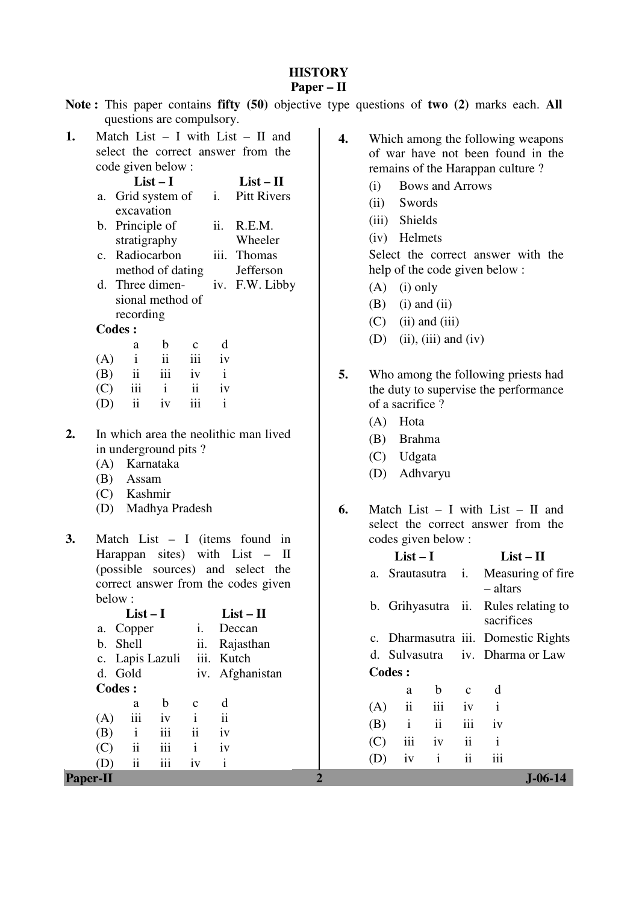# HISTORY

## Paper – II

**Note :** This paper contains **fifty (50)** objective type questions of **two (2)** marks each. **All** questions are compulsory.

**1.** Match List – I with List – II and select the correct answer from the code given below :

| | List – I | | List – II |
|---|---|---|---|
| a. | Grid system of excavation | i. | Pitt Rivers |
| b. | Principle of stratigraphy | ii. | R.E.M. Wheeler |
| c. | Radiocarbon method of dating | iii. | Thomas Jefferson |
| d. | Three dimensional method of recording | iv. | F.W. Libby |

**Codes :**

| | a | b | c | d |
|---|---|---|---|---|
| (A) | i | ii | iii | iv |
| (B) | ii | iii | iv | i |
| (C) | iii | i | ii | iv |
| (D) | ii | iv | iii | i |

**2.** In which area the neolithic man lived in underground pits ?

(A) Karnataka
(B) Assam
(C) Kashmir
(D) Madhya Pradesh

**3.** Match List – I (items found in Harappan sites) with List – II (possible sources) and select the correct answer from the codes given below :

| | List – I | | List – II |
|---|---|---|---|
| a. | Copper | i. | Deccan |
| b. | Shell | ii. | Rajasthan |
| c. | Lapis Lazuli | iii. | Kutch |
| d. | Gold | iv. | Afghanistan |

**Codes :**

| | a | b | c | d |
|---|---|---|---|---|
| (A) | iii | iv | i | ii |
| (B) | i | iii | ii | iv |
| (C) | ii | iii | i | iv |
| (D) | ii | iii | iv | i |

**4.** Which among the following weapons of war have not been found in the remains of the Harappan culture ?

(i) Bows and Arrows
(ii) Swords
(iii) Shields
(iv) Helmets

Select the correct answer with the help of the code given below :

(A) (i) only
(B) (i) and (ii)
(C) (ii) and (iii)
(D) (ii), (iii) and (iv)

**5.** Who among the following priests had the duty to supervise the performance of a sacrifice ?

(A) Hota
(B) Brahma
(C) Udgata
(D) Adhvaryu

**6.** Match List – I with List – II and select the correct answer from the codes given below :

| | List – I | | List – II |
|---|---|---|---|
| a. | Srautasutra | i. | Measuring of fire – altars |
| b. | Grihyasutra | ii. | Rules relating to sacrifices |
| c. | Dharmasutra | iii. | Domestic Rights |
| d. | Sulvasutra | iv. | Dharma or Law |

**Codes :**

| | a | b | c | d |
|---|---|---|---|---|
| (A) | ii | iii | iv | i |
| (B) | i | ii | iii | iv |
| (C) | iii | iv | ii | i |
| (D) | iv | i | ii | iii |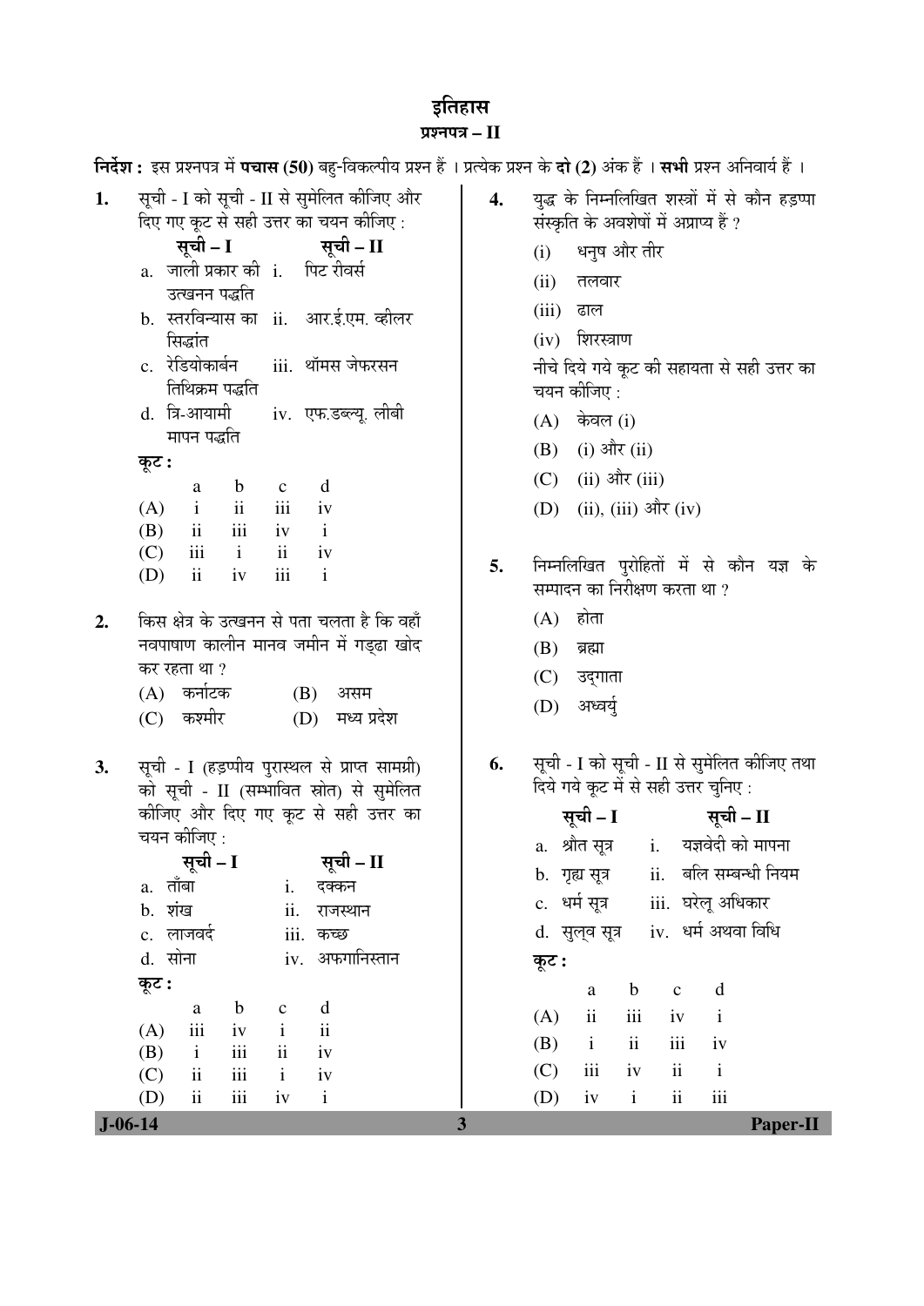# इतिहास

## प्रश्नपत्र – II

**निर्देश :** इस प्रश्नपत्र में **पचास (50)** बहु-विकल्पीय प्रश्न हैं । प्रत्येक प्रश्न के **दो (2)** अंक हैं । **सभी** प्रश्न अनिवार्य हैं ।

**1.** सूची - I को सूची - II से सुमेलित कीजिए और दिए गए कूट से सही उत्तर का चयन कीजिए :

| | सूची – I | | सूची – II |
|---|---|---|---|
| a. | जाली प्रकार की उत्खनन पद्धति | i. | पिट रीवर्स |
| b. | स्तरविन्यास का सिद्धांत | ii. | आर.ई.एम. व्हीलर |
| c. | रेडियोकार्बन तिथिक्रम पद्धति | iii. | थॉमस जेफरसन |
| d. | त्रि-आयामी मापन पद्धति | iv. | एफ.डब्ल्यू. लीबी |

**कूट :**

| | a | b | c | d |
|---|---|---|---|---|
| (A) | i | ii | iii | iv |
| (B) | ii | iii | iv | i |
| (C) | iii | i | ii | iv |
| (D) | ii | iv | iii | i |

**2.** किस क्षेत्र के उत्खनन से पता चलता है कि वहाँ नवपाषाण कालीन मानव जमीन में गड्ढा खोद कर रहता था ?

(A) कर्नाटक
(B) असम
(C) कश्मीर
(D) मध्य प्रदेश

**3.** सूची - I (हड़प्पीय पुरास्थल से प्राप्त सामग्री) को सूची - II (सम्भावित स्रोत) से सुमेलित कीजिए और दिए गए कूट से सही उत्तर का चयन कीजिए :

| | सूची – I | | सूची – II |
|---|---|---|---|
| a. | ताँबा | i. | दक्कन |
| b. | शंख | ii. | राजस्थान |
| c. | लाजवर्द | iii. | कच्छ |
| d. | सोना | iv. | अफगानिस्तान |

**कूट :**

| | a | b | c | d |
|---|---|---|---|---|
| (A) | iii | iv | i | ii |
| (B) | i | iii | ii | iv |
| (C) | ii | iii | i | iv |
| (D) | ii | iii | iv | i |

**4.** युद्ध के निम्नलिखित शस्त्रों में से कौन हड़प्पा संस्कृति के अवशेषों में अप्राप्य हैं ?

(i) धनुष और तीर
(ii) तलवार
(iii) ढाल
(iv) शिरस्त्राण

नीचे दिये गये कूट की सहायता से सही उत्तर का चयन कीजिए :

(A) केवल (i)
(B) (i) और (ii)
(C) (ii) और (iii)
(D) (ii), (iii) और (iv)

**5.** निम्नलिखित पुरोहितों में से कौन यज्ञ के सम्पादन का निरीक्षण करता था ?

(A) होता
(B) ब्रह्मा
(C) उद्गाता
(D) अध्वर्यु

**6.** सूची - I को सूची - II से सुमेलित कीजिए तथा दिये गये कूट में से सही उत्तर चुनिए :

| | सूची – I | | सूची – II |
|---|---|---|---|
| a. | श्रौत सूत्र | i. | यज्ञवेदी को मापना |
| b. | गृह्य सूत्र | ii. | बलि सम्बन्धी नियम |
| c. | धर्म सूत्र | iii. | घरेलू अधिकार |
| d. | सुल्व सूत्र | iv. | धर्म अथवा विधि |

**कूट :**

| | a | b | c | d |
|---|---|---|---|---|
| (A) | ii | iii | iv | i |
| (B) | i | ii | iii | iv |
| (C) | iii | iv | ii | i |
| (D) | iv | i | ii | iii |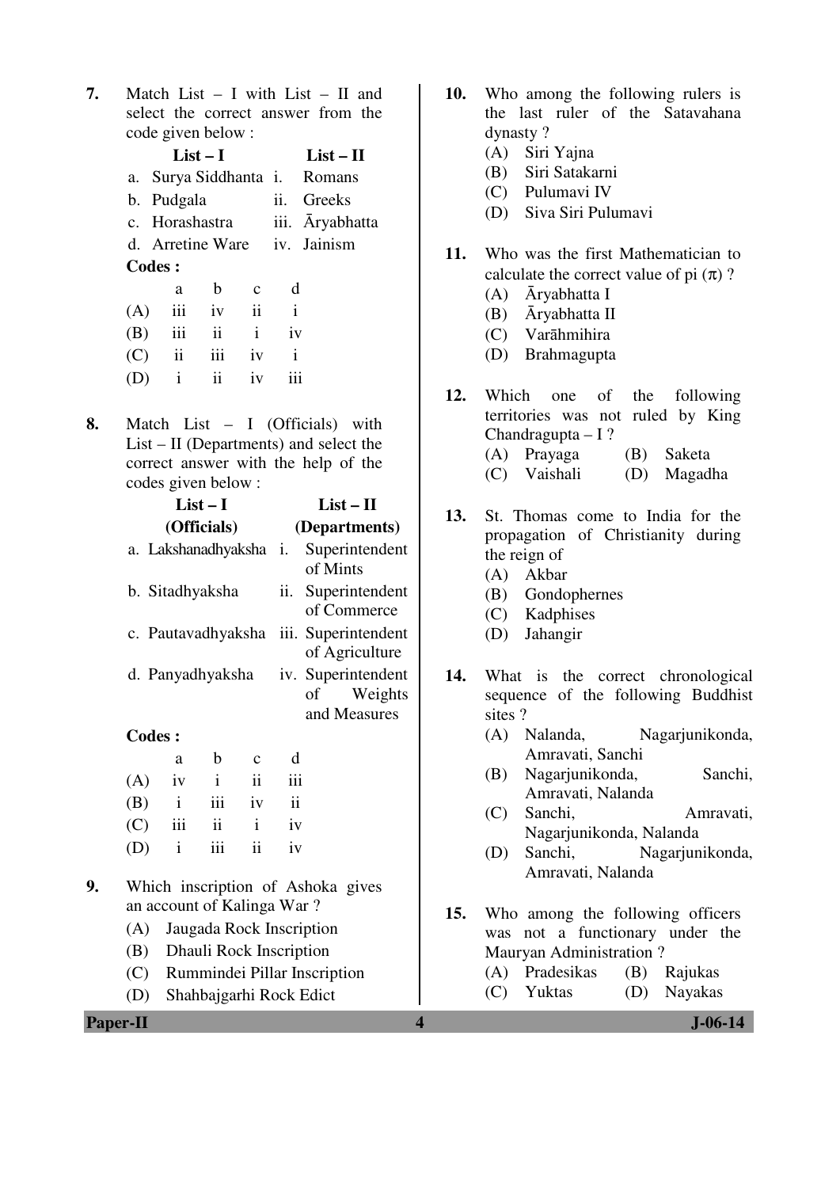7. Match List – I with List – II and select the correct answer from the code given below :

| | List – I | | List – II |
|---|---|---|---|
| a. | Surya Siddhanta | i. | Romans |
| b. | Pudgala | ii. | Greeks |
| c. | Horashastra | iii. | Āryabhatta |
| d. | Arretine Ware | iv. | Jainism |

**Codes :**

| | a | b | c | d |
|---|---|---|---|---|
| (A) | iii | iv | ii | i |
| (B) | iii | ii | i | iv |
| (C) | ii | iii | iv | i |
| (D) | i | ii | iv | iii |

8. Match List – I (Officials) with List – II (Departments) and select the correct answer with the help of the codes given below :

| | List – I (Officials) | | List – II (Departments) |
|---|---|---|---|
| a. | Lakshanadhyaksha | i. | Superintendent of Mints |
| b. | Sitadhyaksha | ii. | Superintendent of Commerce |
| c. | Pautavadhyaksha | iii. | Superintendent of Agriculture |
| d. | Panyadhyaksha | iv. | Superintendent of Weights and Measures |

**Codes :**

| | a | b | c | d |
|---|---|---|---|---|
| (A) | iv | i | ii | iii |
| (B) | i | iii | iv | ii |
| (C) | iii | ii | i | iv |
| (D) | i | iii | ii | iv |

9. Which inscription of Ashoka gives an account of Kalinga War ?
   (A) Jaugada Rock Inscription
   (B) Dhauli Rock Inscription
   (C) Rummindei Pillar Inscription
   (D) Shahbajgarhi Rock Edict

10. Who among the following rulers is the last ruler of the Satavahana dynasty ?
    (A) Siri Yajna
    (B) Siri Satakarni
    (C) Pulumavi IV
    (D) Siva Siri Pulumavi

11. Who was the first Mathematician to calculate the correct value of pi ($\pi$) ?
    (A) Āryabhatta I
    (B) Āryabhatta II
    (C) Varāhmihira
    (D) Brahmagupta

12. Which one of the following territories was not ruled by King Chandragupta – I ?
    (A) Prayaga (B) Saketa
    (C) Vaishali (D) Magadha

13. St. Thomas come to India for the propagation of Christianity during the reign of
    (A) Akbar
    (B) Gondophernes
    (C) Kadphises
    (D) Jahangir

14. What is the correct chronological sequence of the following Buddhist sites ?
    (A) Nalanda, Nagarjunikonda, Amravati, Sanchi
    (B) Nagarjunikonda, Sanchi, Amravati, Nalanda
    (C) Sanchi, Amravati, Nagarjunikonda, Nalanda
    (D) Sanchi, Nagarjunikonda, Amravati, Nalanda

15. Who among the following officers was not a functionary under the Mauryan Administration ?
    (A) Pradesikas (B) Rajukas
    (C) Yuktas (D) Nayakas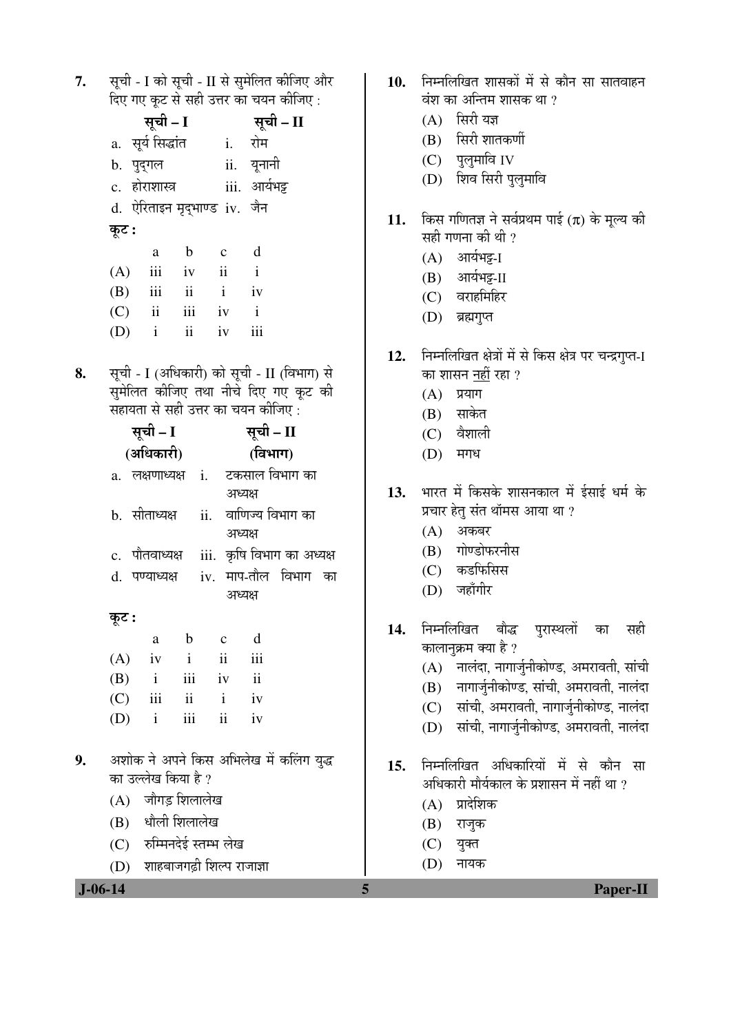7. सूची - I को सूची - II से सुमेलित कीजिए और दिए गए कूट से सही उत्तर का चयन कीजिए :

| सूची – I | सूची – II |
|---|---|
| a. सूर्य सिद्धांत | i. रोम |
| b. पुद्गल | ii. यूनानी |
| c. होराशास्त्र | iii. आर्यभट्ट |
| d. ऐरिताइन मृद्भाण्ड | iv. जैन |

**कूट :**

| | a | b | c | d |
|---|---|---|---|---|
| (A) | iii | iv | ii | i |
| (B) | iii | ii | i | iv |
| (C) | ii | iii | iv | i |
| (D) | i | ii | iv | iii |

8. सूची - I (अधिकारी) को सूची - II (विभाग) से सुमेलित कीजिए तथा नीचे दिए गए कूट की सहायता से सही उत्तर का चयन कीजिए :

| सूची – I (अधिकारी) | सूची – II (विभाग) |
|---|---|
| a. लक्षणाध्यक्ष | i. टकसाल विभाग का अध्यक्ष |
| b. सीताध्यक्ष | ii. वाणिज्य विभाग का अध्यक्ष |
| c. पौतवाध्यक्ष | iii. कृषि विभाग का अध्यक्ष |
| d. पण्याध्यक्ष | iv. माप-तौल विभाग का अध्यक्ष |

**कूट :**

| | a | b | c | d |
|---|---|---|---|---|
| (A) | iv | i | ii | iii |
| (B) | i | iii | iv | ii |
| (C) | iii | ii | i | iv |
| (D) | i | iii | ii | iv |

9. अशोक ने अपने किस अभिलेख में कलिंग युद्ध का उल्लेख किया है ?
   (A) जौगड़ शिलालेख
   (B) धौली शिलालेख
   (C) रुम्मिनदेई स्तम्भ लेख
   (D) शाहबाजगढ़ी शिल्प राजाज्ञा

10. निम्नलिखित शासकों में से कौन सा सातवाहन वंश का अन्तिम शासक था ?
   (A) सिरी यज्ञ
   (B) सिरी शातकर्णी
   (C) पुलुमावि IV
   (D) शिव सिरी पुलुमावि

11. किस गणितज्ञ ने सर्वप्रथम पाई ($\pi$) के मूल्य की सही गणना की थी ?
   (A) आर्यभट्ट-I
   (B) आर्यभट्ट-II
   (C) वराहमिहिर
   (D) ब्रह्मगुप्त

12. निम्नलिखित क्षेत्रों में से किस क्षेत्र पर चन्द्रगुप्त-I का शासन नहीं रहा ?
   (A) प्रयाग
   (B) साकेत
   (C) वैशाली
   (D) मगध

13. भारत में किसके शासनकाल में ईसाई धर्म के प्रचार हेतु संत थॉमस आया था ?
   (A) अकबर
   (B) गोण्डोफरनीस
   (C) कडफिसिस
   (D) जहाँगीर

14. निम्नलिखित बौद्ध पुरास्थलों का सही कालानुक्रम क्या है ?
   (A) नालंदा, नागार्जुनीकोण्ड, अमरावती, सांची
   (B) नागार्जुनीकोण्ड, सांची, अमरावती, नालंदा
   (C) सांची, अमरावती, नागार्जुनीकोण्ड, नालंदा
   (D) सांची, नागार्जुनीकोण्ड, अमरावती, नालंदा

15. निम्नलिखित अधिकारियों में से कौन सा अधिकारी मौर्यकाल के प्रशासन में नहीं था ?
   (A) प्रादेशिक
   (B) राजुक
   (C) युक्त
   (D) नायक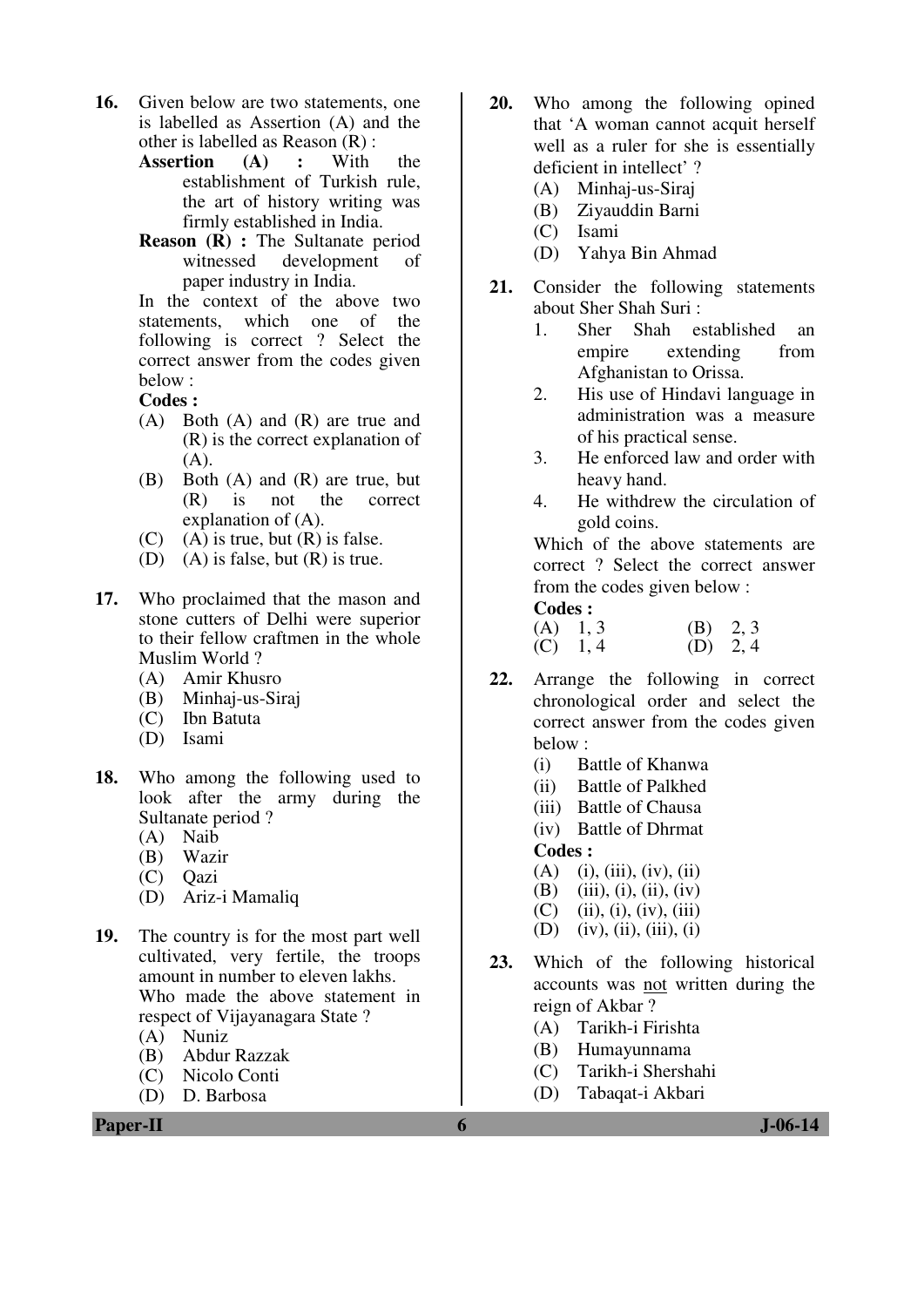16. Given below are two statements, one is labelled as Assertion (A) and the other is labelled as Reason (R) :

    **Assertion (A) :** With the establishment of Turkish rule, the art of history writing was firmly established in India.

    **Reason (R) :** The Sultanate period witnessed development of paper industry in India.

    In the context of the above two statements, which one of the following is correct ? Select the correct answer from the codes given below :

    **Codes :**
    (A) Both (A) and (R) are true and (R) is the correct explanation of (A).
    (B) Both (A) and (R) are true, but (R) is not the correct explanation of (A).
    (C) (A) is true, but (R) is false.
    (D) (A) is false, but (R) is true.

17. Who proclaimed that the mason and stone cutters of Delhi were superior to their fellow craftmen in the whole Muslim World ?
    (A) Amir Khusro
    (B) Minhaj-us-Siraj
    (C) Ibn Batuta
    (D) Isami

18. Who among the following used to look after the army during the Sultanate period ?
    (A) Naib
    (B) Wazir
    (C) Qazi
    (D) Ariz-i Mamaliq

19. The country is for the most part well cultivated, very fertile, the troops amount in number to eleven lakhs.
    Who made the above statement in respect of Vijayanagara State ?
    (A) Nuniz
    (B) Abdur Razzak
    (C) Nicolo Conti
    (D) D. Barbosa

20. Who among the following opined that 'A woman cannot acquit herself well as a ruler for she is essentially deficient in intellect' ?
    (A) Minhaj-us-Siraj
    (B) Ziyauddin Barni
    (C) Isami
    (D) Yahya Bin Ahmad

21. Consider the following statements about Sher Shah Suri :
    1. Sher Shah established an empire extending from Afghanistan to Orissa.
    2. His use of Hindavi language in administration was a measure of his practical sense.
    3. He enforced law and order with heavy hand.
    4. He withdrew the circulation of gold coins.

    Which of the above statements are correct ? Select the correct answer from the codes given below :

    **Codes :**
    (A) 1, 3 (B) 2, 3
    (C) 1, 4 (D) 2, 4

22. Arrange the following in correct chronological order and select the correct answer from the codes given below :
    (i) Battle of Khanwa
    (ii) Battle of Palkhed
    (iii) Battle of Chausa
    (iv) Battle of Dhrmat

    **Codes :**
    (A) (i), (iii), (iv), (ii)
    (B) (iii), (i), (ii), (iv)
    (C) (ii), (i), (iv), (iii)
    (D) (iv), (ii), (iii), (i)

23. Which of the following historical accounts was not written during the reign of Akbar ?
    (A) Tarikh-i Firishta
    (B) Humayunnama
    (C) Tarikh-i Shershahi
    (D) Tabaqat-i Akbari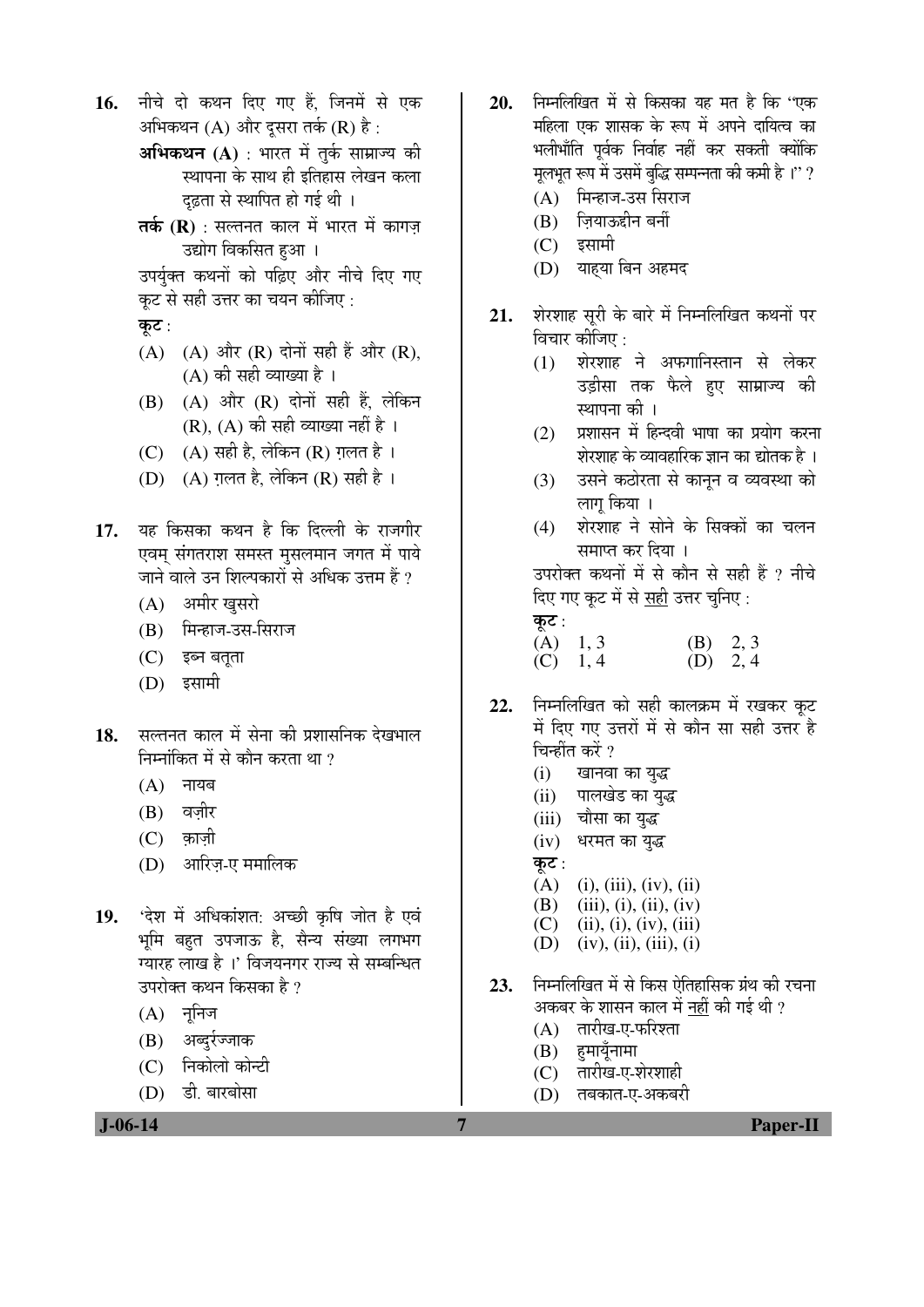16. नीचे दो कथन दिए गए हैं, जिनमें से एक अभिकथन (A) और दूसरा तर्क (R) है :

**अभिकथन (A)** : भारत में तुर्क साम्राज्य की स्थापना के साथ ही इतिहास लेखन कला दृढ़ता से स्थापित हो गई थी ।

**तर्क (R)** : सल्तनत काल में भारत में कागज़ उद्योग विकसित हुआ ।

उपर्युक्त कथनों को पढ़िए और नीचे दिए गए कूट से सही उत्तर का चयन कीजिए :

**कूट** :

(A) (A) और (R) दोनों सही हैं और (R), (A) की सही व्याख्या है ।

(B) (A) और (R) दोनों सही हैं, लेकिन (R), (A) की सही व्याख्या नहीं है ।

(C) (A) सही है, लेकिन (R) ग़लत है ।

(D) (A) ग़लत है, लेकिन (R) सही है ।

17. यह किसका कथन है कि दिल्ली के राजगीर एवम् संगतराश समस्त मुसलमान जगत में पाये जाने वाले उन शिल्पकारों से अधिक उत्तम हैं ?

(A) अमीर खुसरो

(B) मिन्हाज-उस-सिराज

(C) इब्न बतूता

(D) इसामी

18. सल्तनत काल में सेना की प्रशासनिक देखभाल निम्नांकित में से कौन करता था ?

(A) नायब

(B) वज़ीर

(C) क़ाज़ी

(D) आरिज़-ए ममालिक

19. 'देश में अधिकांशत: अच्छी कृषि जोत है एवं भूमि बहुत उपजाऊ है, सैन्य संख्या लगभग ग्यारह लाख है ।' विजयनगर राज्य से सम्बन्धित उपरोक्त कथन किसका है ?

(A) नूनिज

(B) अब्दुर्रज्जाक

(C) निकोलो कोन्टी

(D) डी. बारबोसा

20. निम्नलिखित में से किसका यह मत है कि "एक महिला एक शासक के रूप में अपने दायित्व का भलीभाँति पूर्वक निर्वाह नहीं कर सकती क्योंकि मूलभूत रूप में उसमें बुद्धि सम्पन्नता की कमी है ।" ?

(A) मिन्हाज-उस सिराज

(B) ज़ियाऊद्दीन बर्नी

(C) इसामी

(D) याहया बिन अहमद

21. शेरशाह सूरी के बारे में निम्नलिखित कथनों पर विचार कीजिए :

(1) शेरशाह ने अफगानिस्तान से लेकर उड़ीसा तक फैले हुए साम्राज्य की स्थापना की ।

(2) प्रशासन में हिन्दवी भाषा का प्रयोग करना शेरशाह के व्यावहारिक ज्ञान का द्योतक है ।

(3) उसने कठोरता से कानून व व्यवस्था को लागू किया ।

(4) शेरशाह ने सोने के सिक्कों का चलन समाप्त कर दिया ।

उपरोक्त कथनों में से कौन से सही हैं ? नीचे दिए गए कूट में से <u>सही</u> उत्तर चुनिए :

**कूट** :

(A) 1, 3    (B) 2, 3

(C) 1, 4    (D) 2, 4

22. निम्नलिखित को सही कालक्रम में रखकर कूट में दिए गए उत्तरों में से कौन सा सही उत्तर है चिन्हींत करें ?

(i) खानवा का युद्ध

(ii) पालखेड का युद्ध

(iii) चौसा का युद्ध

(iv) धरमत का युद्ध

**कूट** :

(A) (i), (iii), (iv), (ii)

(B) (iii), (i), (ii), (iv)

(C) (ii), (i), (iv), (iii)

(D) (iv), (ii), (iii), (i)

23. निम्नलिखित में से किस ऐतिहासिक ग्रंथ की रचना अकबर के शासन काल में <u>नहीं</u> की गई थी ?

(A) तारीख-ए-फरिश्ता

(B) हुमायूँनामा

(C) तारीख-ए-शेरशाही

(D) तबकात-ए-अकबरी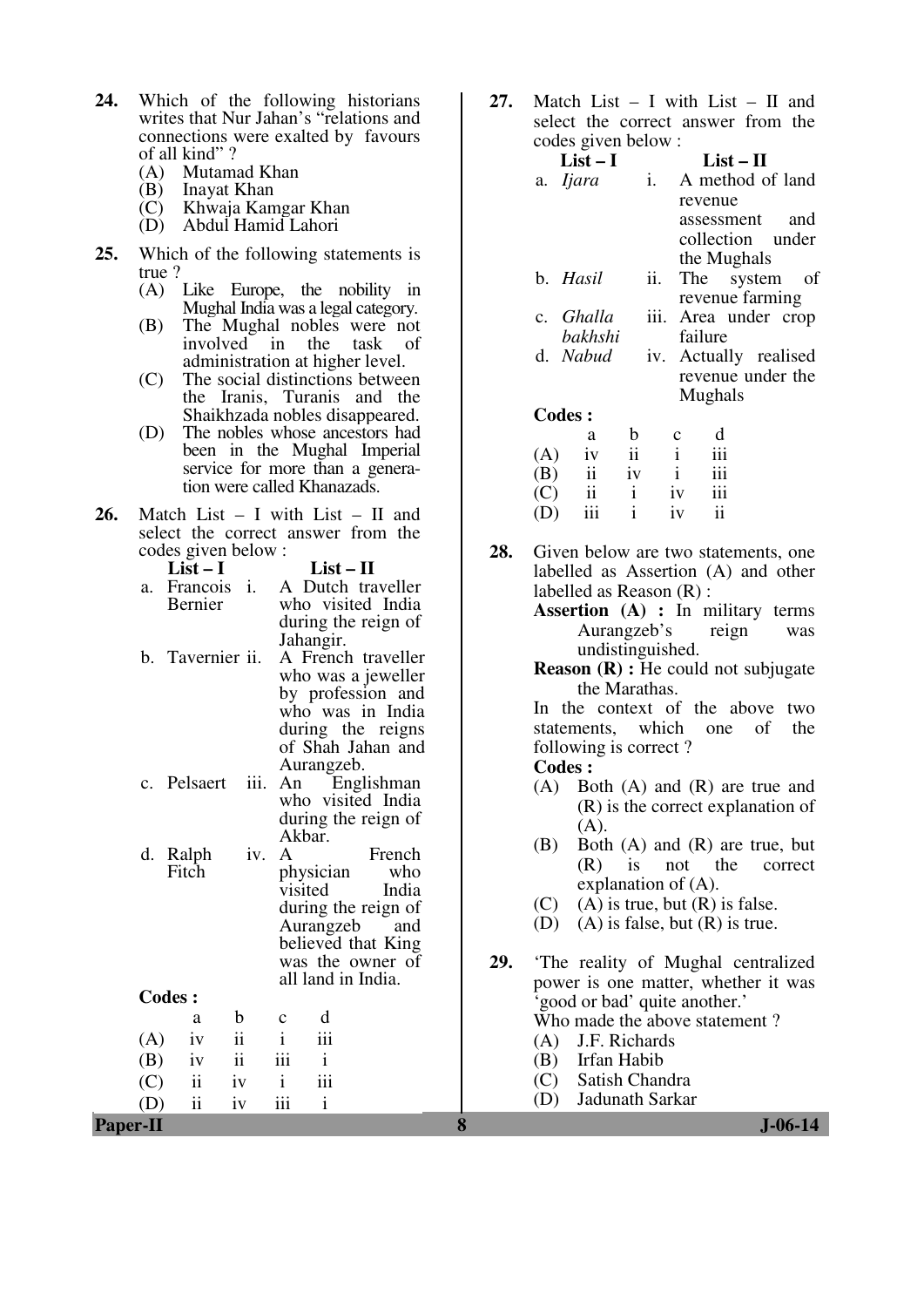**24.** Which of the following historians writes that Nur Jahan's "relations and connections were exalted by favours of all kind" ?

(A) Mutamad Khan
(B) Inayat Khan
(C) Khwaja Kamgar Khan
(D) Abdul Hamid Lahori

**25.** Which of the following statements is true ?

(A) Like Europe, the nobility in Mughal India was a legal category.
(B) The Mughal nobles were not involved in the task of administration at higher level.
(C) The social distinctions between the Iranis, Turanis and the Shaikhzada nobles disappeared.
(D) The nobles whose ancestors had been in the Mughal Imperial service for more than a generation were called Khanazads.

**26.** Match List – I with List – II and select the correct answer from the codes given below :

| | List – I | | List – II |
|---|---|---|---|
| a. | Francois Bernier | i. | A Dutch traveller who visited India during the reign of Jahangir. |
| b. | Tavernier | ii. | A French traveller who was a jeweller by profession and who was in India during the reigns of Shah Jahan and Aurangzeb. |
| c. | Pelsaert | iii. | An Englishman who visited India during the reign of Akbar. |
| d. | Ralph Fitch | iv. | A French physician who visited India during the reign of Aurangzeb and believed that King was the owner of all land in India. |

**Codes :**

| | a | b | c | d |
|---|---|---|---|---|
| (A) | iv | ii | i | iii |
| (B) | iv | ii | iii | i |
| (C) | ii | iv | i | iii |
| (D) | ii | iv | iii | i |

**27.** Match List – I with List – II and select the correct answer from the codes given below :

| | List – I | | List – II |
|---|---|---|---|
| a. | *Ijara* | i. | A method of land revenue assessment and collection under the Mughals |
| b. | *Hasil* | ii. | The system of revenue farming |
| c. | *Ghalla bakhshi* | iii. | Area under crop failure |
| d. | *Nabud* | iv. | Actually realised revenue under the Mughals |

**Codes :**

| | a | b | c | d |
|---|---|---|---|---|
| (A) | iv | ii | i | iii |
| (B) | ii | iv | i | iii |
| (C) | ii | i | iv | iii |
| (D) | iii | i | iv | ii |

**28.** Given below are two statements, one labelled as Assertion (A) and other labelled as Reason (R) :

**Assertion (A) :** In military terms Aurangzeb's reign was undistinguished.

**Reason (R) :** He could not subjugate the Marathas.

In the context of the above two statements, which one of the following is correct ?

**Codes :**

(A) Both (A) and (R) are true and (R) is the correct explanation of (A).
(B) Both (A) and (R) are true, but (R) is not the correct explanation of (A).
(C) (A) is true, but (R) is false.
(D) (A) is false, but (R) is true.

**29.** 'The reality of Mughal centralized power is one matter, whether it was 'good or bad' quite another.'

Who made the above statement ?

(A) J.F. Richards
(B) Irfan Habib
(C) Satish Chandra
(D) Jadunath Sarkar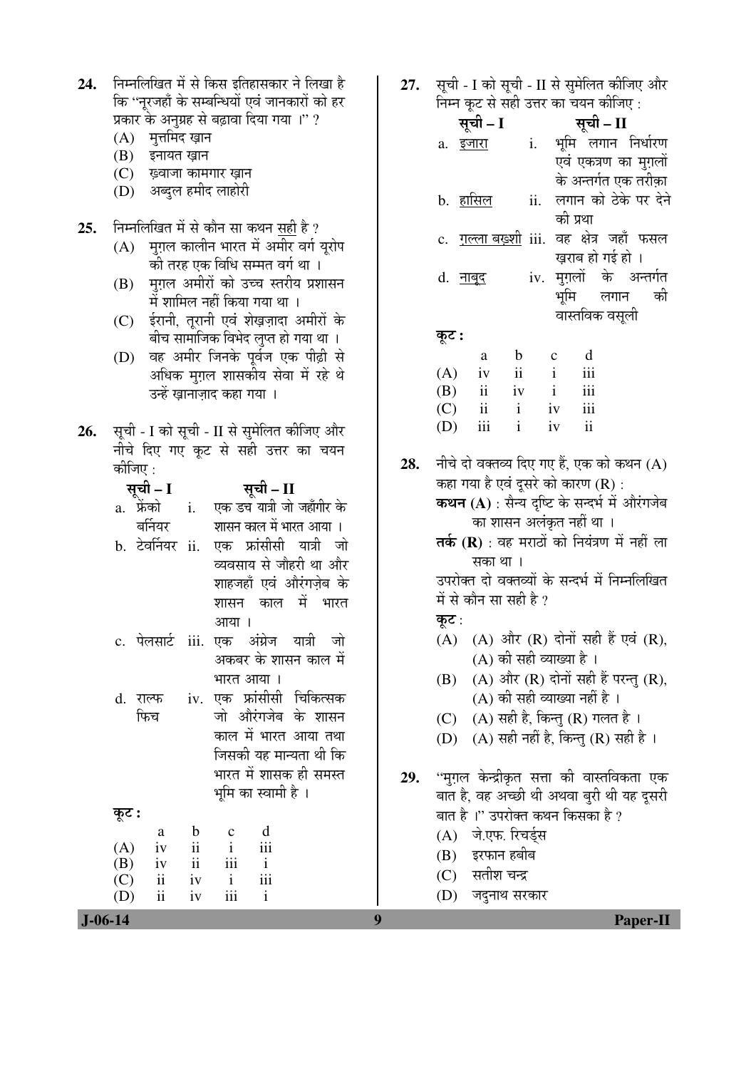24. निम्नलिखित में से किस इतिहासकार ने लिखा है कि "नूरजहाँ के सम्बन्धियों एवं जानकारों को हर प्रकार के अनुग्रह से बढ़ावा दिया गया ।" ?
 (A) मुत्तमिद ख़ान
 (B) इनायत ख़ान
 (C) ख़्वाजा कामगार ख़ान
 (D) अब्दुल हमीद लाहोरी

25. निम्नलिखित में से कौन सा कथन सही है ?
 (A) मुग़ल कालीन भारत में अमीर वर्ग यूरोप की तरह एक विधि सम्मत वर्ग था ।
 (B) मुग़ल अमीरों को उच्च स्तरीय प्रशासन में शामिल नहीं किया गया था ।
 (C) ईरानी, तूरानी एवं शेख़ज़ादा अमीरों के बीच सामाजिक विभेद लुप्त हो गया था ।
 (D) वह अमीर जिनके पूर्वज एक पीढ़ी से अधिक मुग़ल शासकीय सेवा में रहे थे उन्हें ख़ानाज़ाद कहा गया ।

26. सूची - I को सूची - II से सुमेलित कीजिए और नीचे दिए गए कूट से सही उत्तर का चयन कीजिए :

| सूची – I | सूची – II |
|---|---|
| a. फ्रेंको बर्नियर | i. एक डच यात्री जो जहाँगीर के शासन काल में भारत आया । |
| b. टेवर्नियर | ii. एक फ्रांसीसी यात्री जो व्यवसाय से जौहरी था और शाहजहाँ एवं औरंगज़ेब के शासन काल में भारत आया । |
| c. पेलसार्ट | iii. एक अंग्रेज यात्री जो अकबर के शासन काल में भारत आया । |
| d. राल्फ फिच | iv. एक फ्रांसीसी चिकित्सक जो औरंगजेब के शासन काल में भारत आया तथा जिसकी यह मान्यता थी कि भारत में शासक ही समस्त भूमि का स्वामी है । |

**कूट :**

| | a | b | c | d |
|---|---|---|---|---|
| (A) | iv | ii | i | iii |
| (B) | iv | ii | iii | i |
| (C) | ii | iv | i | iii |
| (D) | ii | iv | iii | i |

27. सूची - I को सूची - II से सुमेलित कीजिए और निम्न कूट से सही उत्तर का चयन कीजिए :

| सूची – I | सूची – II |
|---|---|
| a. इजारा | i. भूमि लगान निर्धारण एवं एकत्रण का मुग़लों के अन्तर्गत एक तरीक़ा |
| b. हासिल | ii. लगान को ठेके पर देने की प्रथा |
| c. ग़ल्ला बख़्शी | iii. वह क्षेत्र जहाँ फसल ख़राब हो गई हो । |
| d. नाबूद | iv. मुग़लों के अन्तर्गत भूमि लगान की वास्तविक वसूली |

**कूट :**

| | a | b | c | d |
|---|---|---|---|---|
| (A) | iv | ii | i | iii |
| (B) | ii | iv | i | iii |
| (C) | ii | i | iv | iii |
| (D) | iii | i | iv | ii |

28. नीचे दो वक्तव्य दिए गए हैं, एक को कथन (A) कहा गया है एवं दूसरे को कारण (R) :
 **कथन (A)** : सैन्य दृष्टि के सन्दर्भ में औरंगजेब का शासन अलंकृत नहीं था ।
 **तर्क (R)** : वह मराठों को नियंत्रण में नहीं ला सका था ।
 उपरोक्त दो वक्तव्यों के सन्दर्भ में निम्नलिखित में से कौन सा सही है ?
 **कूट** :
 (A) (A) और (R) दोनों सही हैं एवं (R), (A) की सही व्याख्या है ।
 (B) (A) और (R) दोनों सही हैं परन्तु (R), (A) की सही व्याख्या नहीं है ।
 (C) (A) सही है, किन्तु (R) गलत है ।
 (D) (A) सही नहीं है, किन्तु (R) सही है ।

29. "मुग़ल केन्द्रीकृत सत्ता की वास्तविकता एक बात है, वह अच्छी थी अथवा बुरी थी यह दूसरी बात है ।" उपरोक्त कथन किसका है ?
 (A) जे.एफ. रिचर्ड्स
 (B) इरफान हबीब
 (C) सतीश चन्द्र
 (D) जदुनाथ सरकार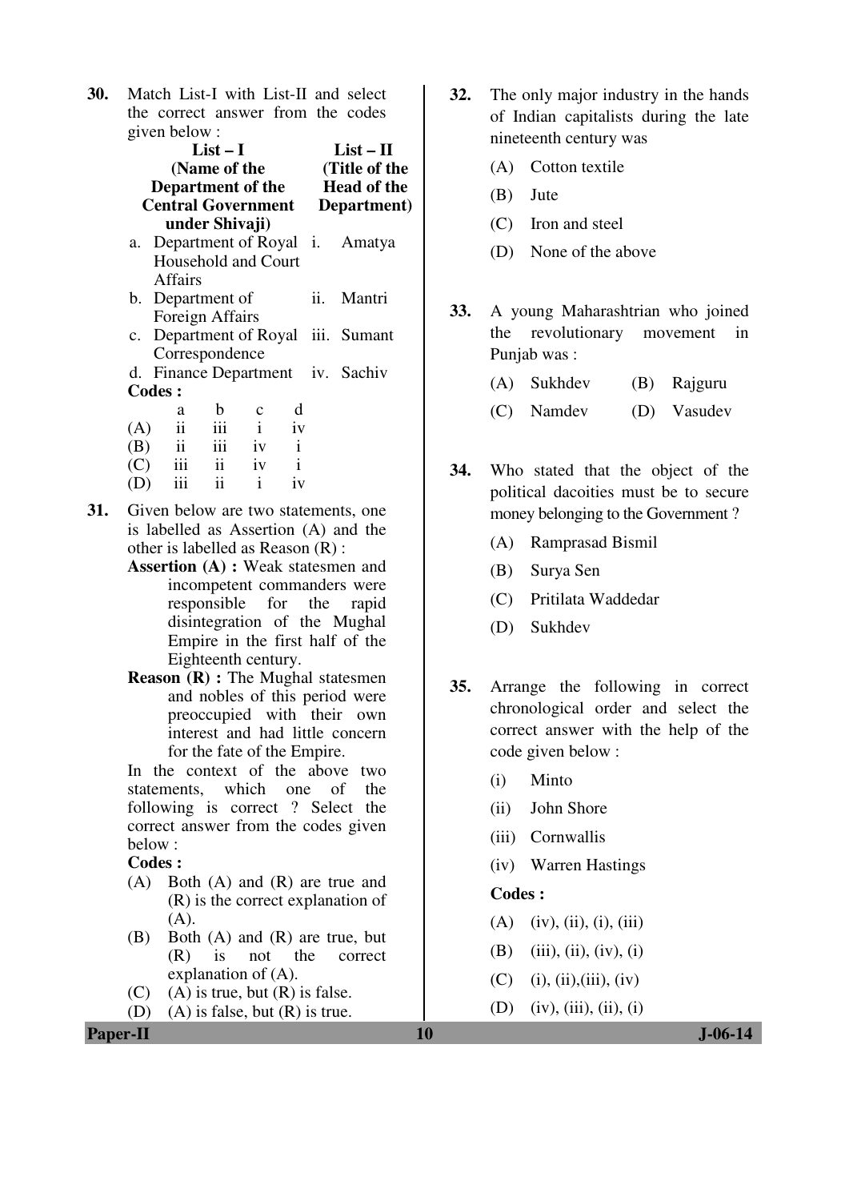**30.** Match List-I with List-II and select the correct answer from the codes given below :

| List – I (Name of the Department of the Central Government under Shivaji) | List – II (Title of the Head of the Department) |
|---|---|
| a. Department of Royal Household and Court Affairs | i. Amatya |
| b. Department of Foreign Affairs | ii. Mantri |
| c. Department of Royal Correspondence | iii. Sumant |
| d. Finance Department | iv. Sachiv |

**Codes :**

| | a | b | c | d |
|---|---|---|---|---|
| (A) | ii | iii | i | iv |
| (B) | ii | iii | iv | i |
| (C) | iii | ii | iv | i |
| (D) | iii | ii | i | iv |

**31.** Given below are two statements, one is labelled as Assertion (A) and the other is labelled as Reason (R) :

**Assertion (A) :** Weak statesmen and incompetent commanders were responsible for the rapid disintegration of the Mughal Empire in the first half of the Eighteenth century.

**Reason (R) :** The Mughal statesmen and nobles of this period were preoccupied with their own interest and had little concern for the fate of the Empire.

In the context of the above two statements, which one of the following is correct ? Select the correct answer from the codes given below :

**Codes :**

(A) Both (A) and (R) are true and (R) is the correct explanation of (A).

(B) Both (A) and (R) are true, but (R) is not the correct explanation of (A).

(C) (A) is true, but (R) is false.

(D) (A) is false, but (R) is true.

**32.** The only major industry in the hands of Indian capitalists during the late nineteenth century was

(A) Cotton textile

(B) Jute

(C) Iron and steel

(D) None of the above

**33.** A young Maharashtrian who joined the revolutionary movement in Punjab was :

(A) Sukhdev (B) Rajguru

(C) Namdev (D) Vasudev

**34.** Who stated that the object of the political dacoities must be to secure money belonging to the Government ?

(A) Ramprasad Bismil

(B) Surya Sen

(C) Pritilata Waddedar

(D) Sukhdev

**35.** Arrange the following in correct chronological order and select the correct answer with the help of the code given below :

(i) Minto

(ii) John Shore

(iii) Cornwallis

(iv) Warren Hastings

**Codes :**

(A) (iv), (ii), (i), (iii)

(B) (iii), (ii), (iv), (i)

(C) (i), (ii),(iii), (iv)

(D) (iv), (iii), (ii), (i)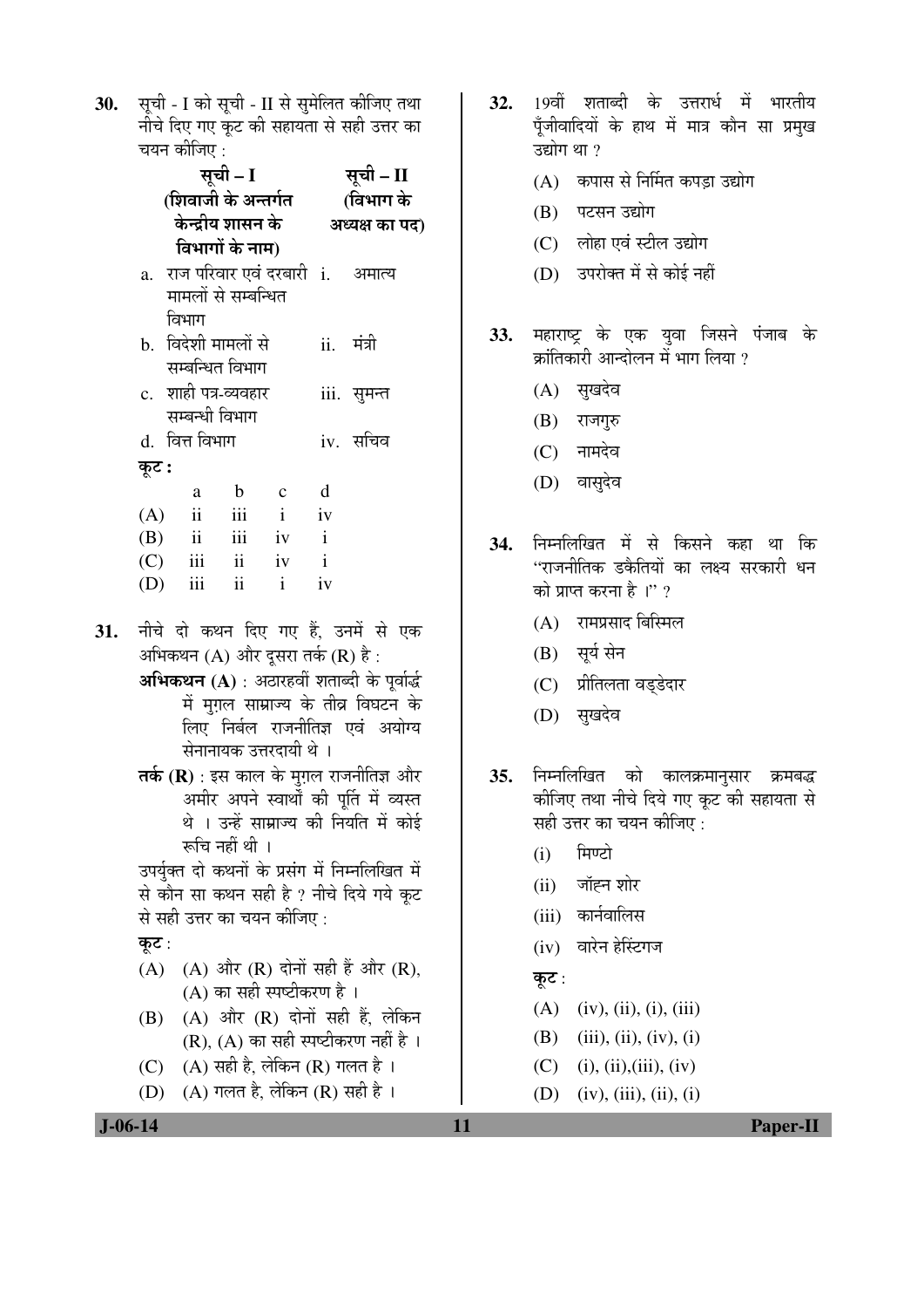30. सूची - I को सूची - II से सुमेलित कीजिए तथा नीचे दिए गए कूट की सहायता से सही उत्तर का चयन कीजिए :

| सूची – I (शिवाजी के अन्तर्गत केन्द्रीय शासन के विभागों के नाम) | सूची – II (विभाग के अध्यक्ष का पद) |
|---|---|
| a. राज परिवार एवं दरबारी मामलों से सम्बन्धित विभाग | i. अमात्य |
| b. विदेशी मामलों से सम्बन्धित विभाग | ii. मंत्री |
| c. शाही पत्र-व्यवहार सम्बन्धी विभाग | iii. सुमन्त |
| d. वित्त विभाग | iv. सचिव |

**कूट :**

| | a | b | c | d |
|---|---|---|---|---|
| (A) | ii | iii | i | iv |
| (B) | ii | iii | iv | i |
| (C) | iii | ii | iv | i |
| (D) | iii | ii | i | iv |

31. नीचे दो कथन दिए गए हैं, उनमें से एक अभिकथन (A) और दूसरा तर्क (R) है :

**अभिकथन (A)** : अठारहवीं शताब्दी के पूर्वार्द्ध में मुग़ल साम्राज्य के तीव्र विघटन के लिए निर्बल राजनीतिज्ञ एवं अयोग्य सेनानायक उत्तरदायी थे ।

**तर्क (R)** : इस काल के मुग़ल राजनीतिज्ञ और अमीर अपने स्वार्थों की पूर्ति में व्यस्त थे । उन्हें साम्राज्य की नियति में कोई रूचि नहीं थी ।

उपर्युक्त दो कथनों के प्रसंग में निम्नलिखित में से कौन सा कथन सही है ? नीचे दिये गये कूट से सही उत्तर का चयन कीजिए :

**कूट** :

(A) (A) और (R) दोनों सही हैं और (R), (A) का सही स्पष्टीकरण है ।

(B) (A) और (R) दोनों सही हैं, लेकिन (R), (A) का सही स्पष्टीकरण नहीं है ।

(C) (A) सही है, लेकिन (R) गलत है ।

(D) (A) गलत है, लेकिन (R) सही है ।

32. 19वीं शताब्दी के उत्तरार्ध में भारतीय पूँजीवादियों के हाथ में मात्र कौन सा प्रमुख उद्योग था ?

(A) कपास से निर्मित कपड़ा उद्योग

(B) पटसन उद्योग

(C) लोहा एवं स्टील उद्योग

(D) उपरोक्त में से कोई नहीं

33. महाराष्ट्र के एक युवा जिसने पंजाब के क्रांतिकारी आन्दोलन में भाग लिया ?

(A) सुखदेव

(B) राजगुरु

(C) नामदेव

(D) वासुदेव

34. निम्नलिखित में से किसने कहा था कि "राजनीतिक डकैतियों का लक्ष्य सरकारी धन को प्राप्त करना है ।" ?

(A) रामप्रसाद बिस्मिल

(B) सूर्य सेन

(C) प्रीतिलता वड्डेदार

(D) सुखदेव

35. निम्नलिखित को कालक्रमानुसार क्रमबद्ध कीजिए तथा नीचे दिये गए कूट की सहायता से सही उत्तर का चयन कीजिए :

(i) मिण्टो

(ii) जॉह्न शोर

(iii) कार्नवालिस

(iv) वारेन हेस्टिंगज

**कूट** :

(A) (iv), (ii), (i), (iii)

(B) (iii), (ii), (iv), (i)

(C) (i), (ii),(iii), (iv)

(D) (iv), (iii), (ii), (i)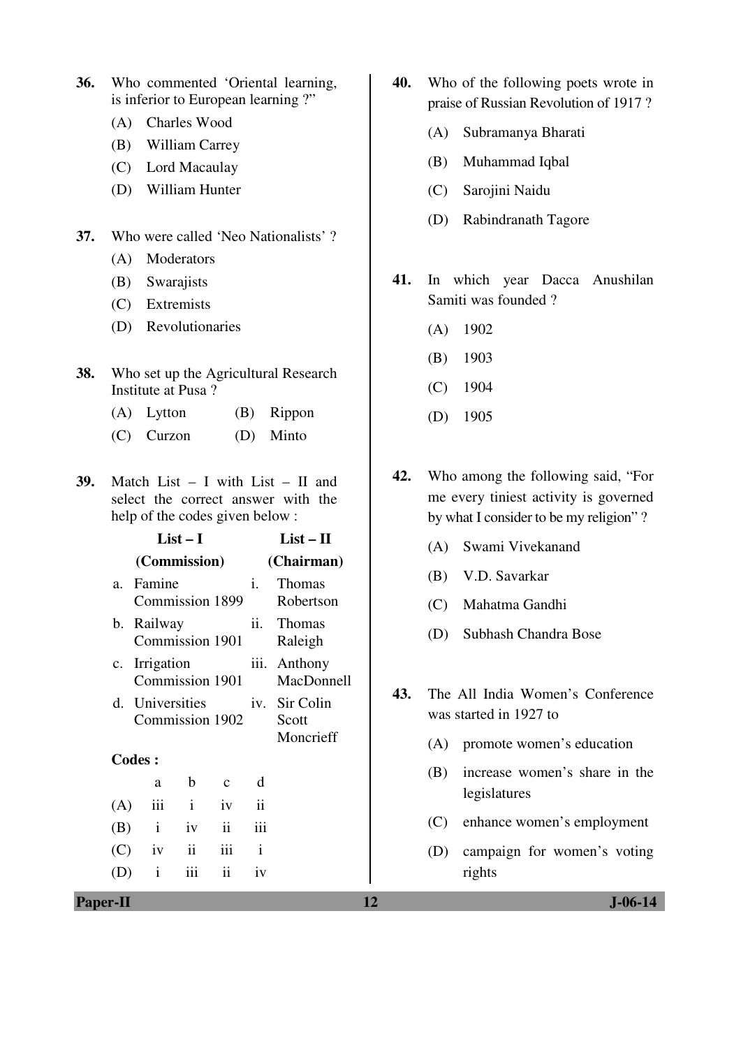**36.** Who commented 'Oriental learning, is inferior to European learning ?"

(A) Charles Wood

(B) William Carrey

(C) Lord Macaulay

(D) William Hunter

**37.** Who were called 'Neo Nationalists' ?

(A) Moderators

(B) Swarajists

(C) Extremists

(D) Revolutionaries

**38.** Who set up the Agricultural Research Institute at Pusa ?

(A) Lytton (B) Rippon

(C) Curzon (D) Minto

**39.** Match List – I with List – II and select the correct answer with the help of the codes given below :

| List – I (Commission) | List – II (Chairman) |
|---|---|
| a. Famine Commission 1899 | i. Thomas Robertson |
| b. Railway Commission 1901 | ii. Thomas Raleigh |
| c. Irrigation Commission 1901 | iii. Anthony MacDonnell |
| d. Universities Commission 1902 | iv. Sir Colin Scott Moncrieff |

**Codes :**

| | a | b | c | d |
|---|---|---|---|---|
| (A) | iii | i | iv | ii |
| (B) | i | iv | ii | iii |
| (C) | iv | ii | iii | i |
| (D) | i | iii | ii | iv |

**40.** Who of the following poets wrote in praise of Russian Revolution of 1917 ?

(A) Subramanya Bharati

(B) Muhammad Iqbal

(C) Sarojini Naidu

(D) Rabindranath Tagore

**41.** In which year Dacca Anushilan Samiti was founded ?

(A) 1902

(B) 1903

(C) 1904

(D) 1905

**42.** Who among the following said, "For me every tiniest activity is governed by what I consider to be my religion" ?

(A) Swami Vivekanand

(B) V.D. Savarkar

(C) Mahatma Gandhi

(D) Subhash Chandra Bose

**43.** The All India Women's Conference was started in 1927 to

(A) promote women's education

(B) increase women's share in the legislatures

(C) enhance women's employment

(D) campaign for women's voting rights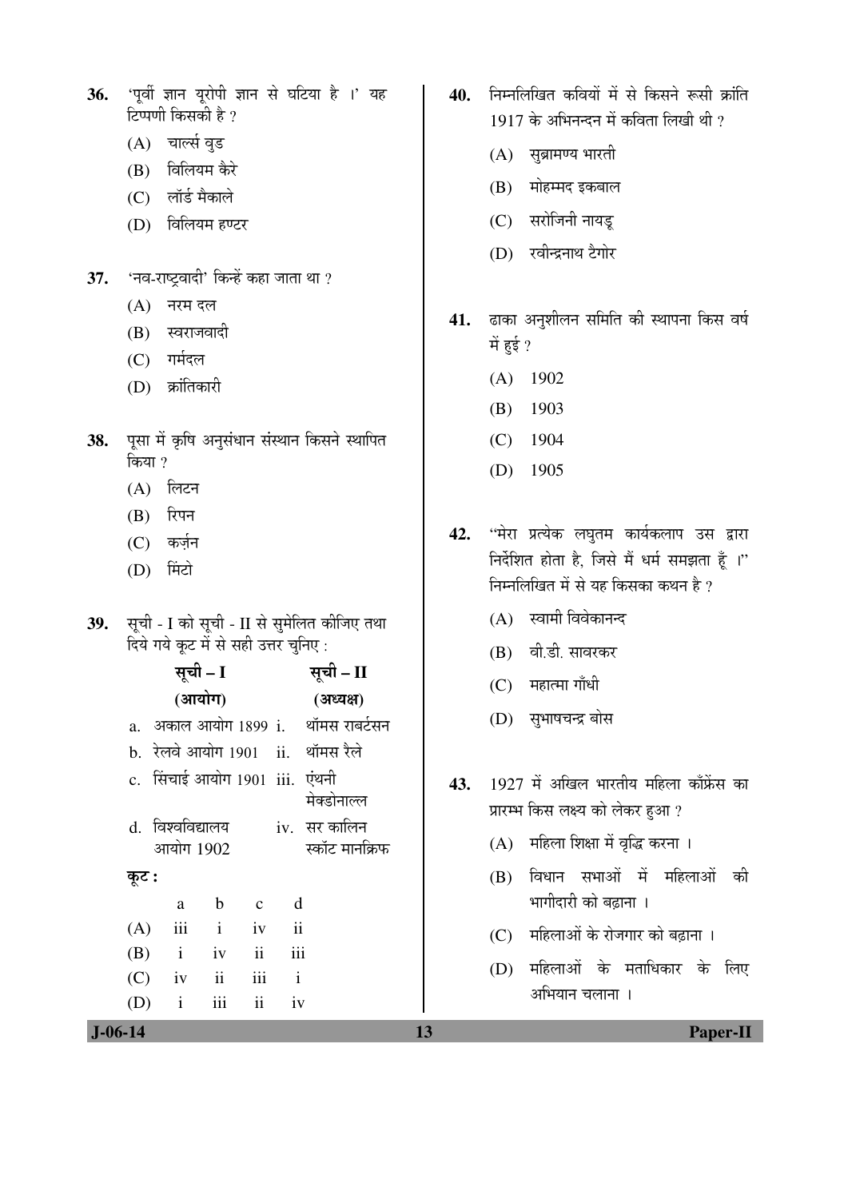36. 'पूर्वी ज्ञान यूरोपी ज्ञान से घटिया है ।' यह टिप्पणी किसकी है ?

   (A) चार्ल्स वुड
   (B) विलियम कैरे
   (C) लॉर्ड मैकाले
   (D) विलियम हण्टर

37. 'नव-राष्ट्रवादी' किन्हें कहा जाता था ?

   (A) नरम दल
   (B) स्वराजवादी
   (C) गर्मदल
   (D) क्रांतिकारी

38. पूसा में कृषि अनुसंधान संस्थान किसने स्थापित किया ?

   (A) लिटन
   (B) रिपन
   (C) कर्ज़न
   (D) मिंटो

39. सूची - I को सूची - II से सुमेलित कीजिए तथा दिये गये कूट में से सही उत्तर चुनिए :

| सूची – I (आयोग) | सूची – II (अध्यक्ष) |
|---|---|
| a. अकाल आयोग 1899 | i. थॉमस राबर्टसन |
| b. रेलवे आयोग 1901 | ii. थॉमस रैले |
| c. सिंचाई आयोग 1901 | iii. एंथनी मेक्डोनाल्ल |
| d. विश्वविद्यालय आयोग 1902 | iv. सर कालिन स्कॉट मानक्रिफ |

**कूट :**

| | a | b | c | d |
|---|---|---|---|---|
| (A) | iii | i | iv | ii |
| (B) | i | iv | ii | iii |
| (C) | iv | ii | iii | i |
| (D) | i | iii | ii | iv |

40. निम्नलिखित कवियों में से किसने रूसी क्रांति 1917 के अभिनन्दन में कविता लिखी थी ?

   (A) सुब्रामण्य भारती
   (B) मोहम्मद इकबाल
   (C) सरोजिनी नायडू
   (D) रवीन्द्रनाथ टैगोर

41. ढाका अनुशीलन समिति की स्थापना किस वर्ष में हुई ?

   (A) 1902
   (B) 1903
   (C) 1904
   (D) 1905

42. "मेरा प्रत्येक लघुतम कार्यकलाप उस द्वारा निर्देशित होता है, जिसे मैं धर्म समझता हूँ ।" निम्नलिखित में से यह किसका कथन है ?

   (A) स्वामी विवेकानन्द
   (B) वी.डी. सावरकर
   (C) महात्मा गाँधी
   (D) सुभाषचन्द्र बोस

43. 1927 में अखिल भारतीय महिला काँफ्रेंस का प्रारम्भ किस लक्ष्य को लेकर हुआ ?

   (A) महिला शिक्षा में वृद्धि करना ।
   (B) विधान सभाओं में महिलाओं की भागीदारी को बढ़ाना ।
   (C) महिलाओं के रोजगार को बढ़ाना ।
   (D) महिलाओं के मताधिकार के लिए अभियान चलाना ।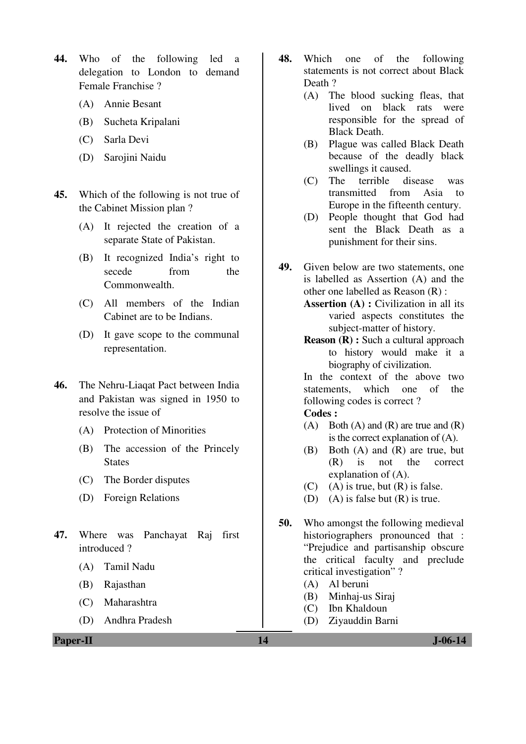44. Who of the following led a delegation to London to demand Female Franchise ?

(A) Annie Besant

(B) Sucheta Kripalani

(C) Sarla Devi

(D) Sarojini Naidu

45. Which of the following is not true of the Cabinet Mission plan ?

(A) It rejected the creation of a separate State of Pakistan.

(B) It recognized India's right to secede from the Commonwealth.

(C) All members of the Indian Cabinet are to be Indians.

(D) It gave scope to the communal representation.

46. The Nehru-Liaqat Pact between India and Pakistan was signed in 1950 to resolve the issue of

(A) Protection of Minorities

(B) The accession of the Princely States

(C) The Border disputes

(D) Foreign Relations

47. Where was Panchayat Raj first introduced ?

(A) Tamil Nadu

(B) Rajasthan

(C) Maharashtra

(D) Andhra Pradesh

48. Which one of the following statements is not correct about Black Death ?

(A) The blood sucking fleas, that lived on black rats were responsible for the spread of Black Death.

(B) Plague was called Black Death because of the deadly black swellings it caused.

(C) The terrible disease was transmitted from Asia to Europe in the fifteenth century.

(D) People thought that God had sent the Black Death as a punishment for their sins.

49. Given below are two statements, one is labelled as Assertion (A) and the other one labelled as Reason (R) :

**Assertion (A) :** Civilization in all its varied aspects constitutes the subject-matter of history.

**Reason (R) :** Such a cultural approach to history would make it a biography of civilization.

In the context of the above two statements, which one of the following codes is correct ?

**Codes :**

(A) Both (A) and (R) are true and (R) is the correct explanation of (A).

(B) Both (A) and (R) are true, but (R) is not the correct explanation of (A).

(C) (A) is true, but (R) is false.

(D) (A) is false but (R) is true.

50. Who amongst the following medieval historiographers pronounced that : "Prejudice and partisanship obscure the critical faculty and preclude critical investigation" ?

(A) Al beruni

(B) Minhaj-us Siraj

(C) Ibn Khaldoun

(D) Ziyauddin Barni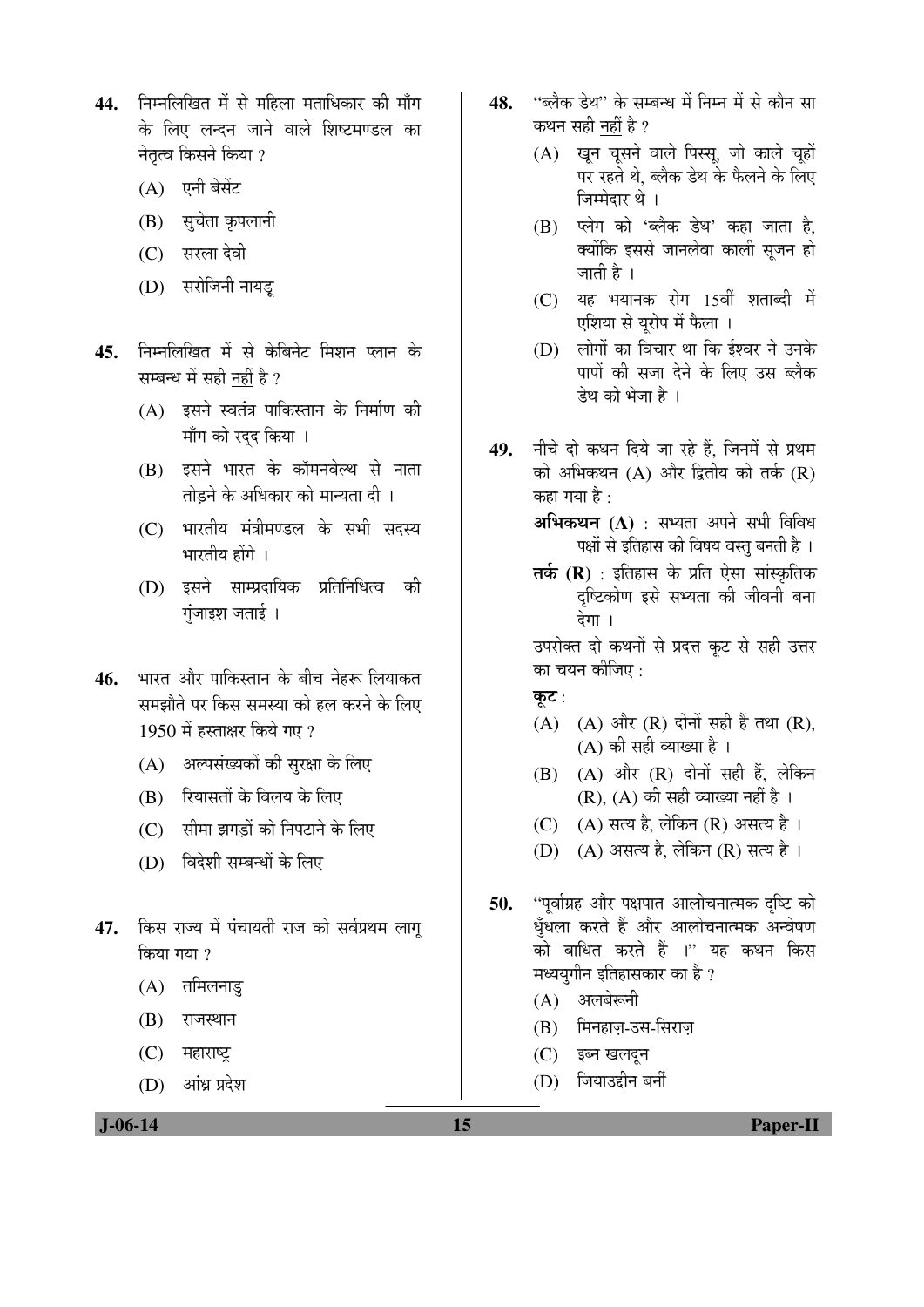**44.** निम्नलिखित में से महिला मताधिकार की माँग के लिए लन्दन जाने वाले शिष्टमण्डल का नेतृत्व किसने किया ?

(A) एनी बेसेंट

(B) सुचेता कृपलानी

(C) सरला देवी

(D) सरोजिनी नायडू

**45.** निम्नलिखित में से केबिनेट मिशन प्लान के सम्बन्ध में सही नहीं है ?

(A) इसने स्वतंत्र पाकिस्तान के निर्माण की माँग को रद्द किया ।

(B) इसने भारत के कॉमनवेल्थ से नाता तोड़ने के अधिकार को मान्यता दी ।

(C) भारतीय मंत्रीमण्डल के सभी सदस्य भारतीय होंगे ।

(D) इसने साम्प्रदायिक प्रतिनिधित्व की गुंजाइश जताई ।

**46.** भारत और पाकिस्तान के बीच नेहरू लियाकत समझौते पर किस समस्या को हल करने के लिए 1950 में हस्ताक्षर किये गए ?

(A) अल्पसंख्यकों की सुरक्षा के लिए

(B) रियासतों के विलय के लिए

(C) सीमा झगड़ों को निपटाने के लिए

(D) विदेशी सम्बन्धों के लिए

**47.** किस राज्य में पंचायती राज को सर्वप्रथम लागू किया गया ?

(A) तमिलनाडु

(B) राजस्थान

(C) महाराष्ट्र

(D) आंध्र प्रदेश

**48.** "ब्लैक डेथ" के सम्बन्ध में निम्न में से कौन सा कथन सही नहीं है ?

(A) खून चूसने वाले पिस्सू, जो काले चूहों पर रहते थे, ब्लैक डेथ के फैलने के लिए जिम्मेदार थे ।

(B) प्लेग को 'ब्लैक डेथ' कहा जाता है, क्योंकि इससे जानलेवा काली सूजन हो जाती है ।

(C) यह भयानक रोग 15वीं शताब्दी में एशिया से यूरोप में फैला ।

(D) लोगों का विचार था कि ईश्वर ने उनके पापों की सजा देने के लिए उस ब्लैक डेथ को भेजा है ।

**49.** नीचे दो कथन दिये जा रहे हैं, जिनमें से प्रथम को अभिकथन (A) और द्वितीय को तर्क (R) कहा गया है :

**अभिकथन (A)** : सभ्यता अपने सभी विविध पक्षों से इतिहास की विषय वस्तु बनती है ।

**तर्क (R)** : इतिहास के प्रति ऐसा सांस्कृतिक दृष्टिकोण इसे सभ्यता की जीवनी बना देगा ।

उपरोक्त दो कथनों से प्रदत्त कूट से सही उत्तर का चयन कीजिए :

**कूट** :

(A) (A) और (R) दोनों सही हैं तथा (R), (A) की सही व्याख्या है ।

(B) (A) और (R) दोनों सही हैं, लेकिन (R), (A) की सही व्याख्या नहीं है ।

(C) (A) सत्य है, लेकिन (R) असत्य है ।

(D) (A) असत्य है, लेकिन (R) सत्य है ।

**50.** "पूर्वाग्रह और पक्षपात आलोचनात्मक दृष्टि को धुँधला करते हैं और आलोचनात्मक अन्वेषण को बाधित करते हैं ।" यह कथन किस मध्ययुगीन इतिहासकार का है ?

(A) अलबेरूनी

(B) मिनहाज़-उस-सिराज़

(C) इब्न खलदून

(D) जियाउद्दीन बर्नी